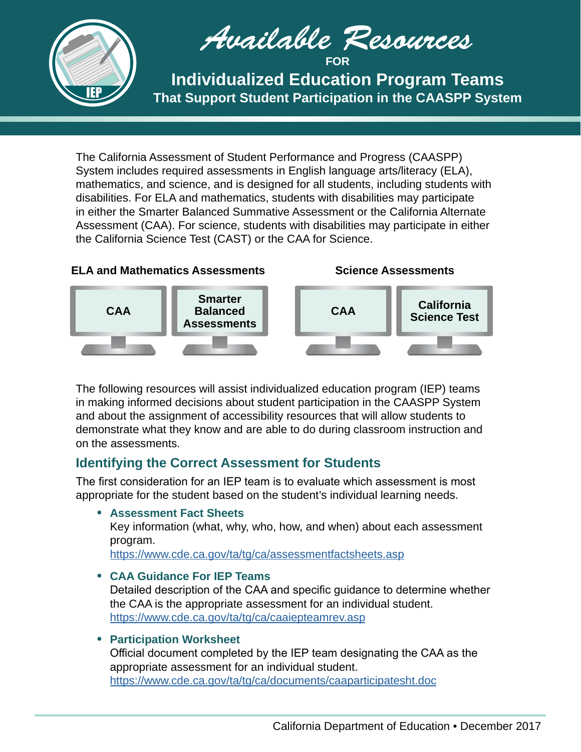# Available Resources

FOR

## Individualized Education Program Teams

### That Support Student Participation in the CAASPP System

The California Assessment of Student Performance and Progress (CAASPP) System includes required assessments in English language arts/literacy (ELA), mathematics, and science, and is designed for all students, including students with disabilities. For ELA and mathematics, students with disabilities may participate in either the Smarter Balanced Summative Assessment or the California Alternate Assessment (CAA). For science, students with disabilities may participate in either the California Science Test (CAST) or the CAA for Science.

**ELA and Mathematics Assessments**

- CAA
- Smarter Balanced Assessments

**Science Assessments**

- CAA
- California Science Test

The following resources will assist individualized education program (IEP) teams in making informed decisions about student participation in the CAASPP System and about the assignment of accessibility resources that will allow students to demonstrate what they know and are able to do during classroom instruction and on the assessments.

## Identifying the Correct Assessment for Students

The first consideration for an IEP team is to evaluate which assessment is most appropriate for the student based on the student's individual learning needs.

- **Assessment Fact Sheets**
  Key information (what, why, who, how, and when) about each assessment program.
  https://www.cde.ca.gov/ta/tg/ca/assessmentfactsheets.asp

- **CAA Guidance For IEP Teams**
  Detailed description of the CAA and specific guidance to determine whether the CAA is the appropriate assessment for an individual student.
  https://www.cde.ca.gov/ta/tg/ca/caaiepteamrev.asp

- **Participation Worksheet**
  Official document completed by the IEP team designating the CAA as the appropriate assessment for an individual student.
  https://www.cde.ca.gov/ta/tg/ca/documents/caaparticipatesht.doc

California Department of Education • December 2017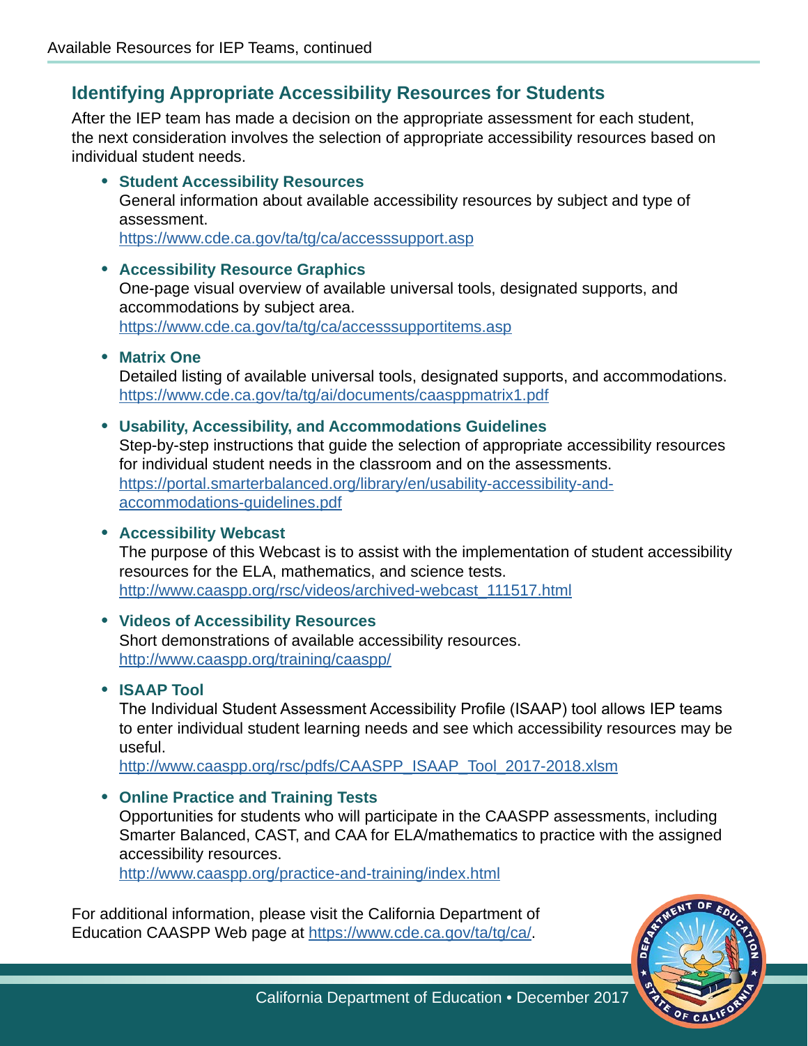## Identifying Appropriate Accessibility Resources for Students

After the IEP team has made a decision on the appropriate assessment for each student, the next consideration involves the selection of appropriate accessibility resources based on individual student needs.

- **Student Accessibility Resources**
  General information about available accessibility resources by subject and type of assessment.
  https://www.cde.ca.gov/ta/tg/ca/accesssupport.asp

- **Accessibility Resource Graphics**
  One-page visual overview of available universal tools, designated supports, and accommodations by subject area.
  https://www.cde.ca.gov/ta/tg/ca/accesssupportitems.asp

- **Matrix One**
  Detailed listing of available universal tools, designated supports, and accommodations.
  https://www.cde.ca.gov/ta/tg/ai/documents/caasppmatrix1.pdf

- **Usability, Accessibility, and Accommodations Guidelines**
  Step-by-step instructions that guide the selection of appropriate accessibility resources for individual student needs in the classroom and on the assessments.
  https://portal.smarterbalanced.org/library/en/usability-accessibility-and-accommodations-guidelines.pdf

- **Accessibility Webcast**
  The purpose of this Webcast is to assist with the implementation of student accessibility resources for the ELA, mathematics, and science tests.
  http://www.caaspp.org/rsc/videos/archived-webcast_111517.html

- **Videos of Accessibility Resources**
  Short demonstrations of available accessibility resources.
  http://www.caaspp.org/training/caaspp/

- **ISAAP Tool**
  The Individual Student Assessment Accessibility Profile (ISAAP) tool allows IEP teams to enter individual student learning needs and see which accessibility resources may be useful.
  http://www.caaspp.org/rsc/pdfs/CAASPP_ISAAP_Tool_2017-2018.xlsm

- **Online Practice and Training Tests**
  Opportunities for students who will participate in the CAASPP assessments, including Smarter Balanced, CAST, and CAA for ELA/mathematics to practice with the assigned accessibility resources.
  http://www.caaspp.org/practice-and-training/index.html

For additional information, please visit the California Department of Education CAASPP Web page at https://www.cde.ca.gov/ta/tg/ca/.